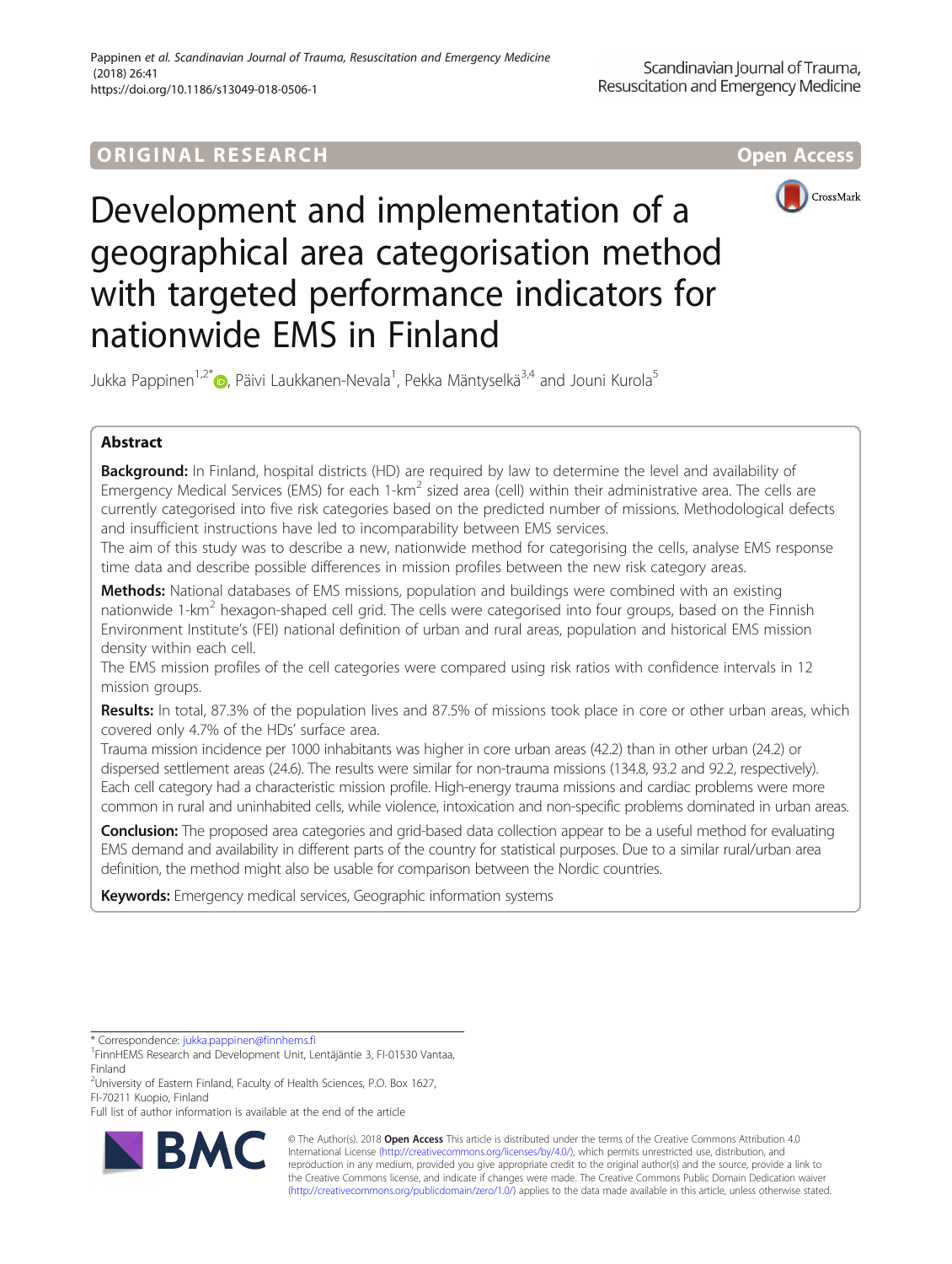ORIGINAL RESEARCH

Open Access

# Development and implementation of a geographical area categorisation method with targeted performance indicators for nationwide EMS in Finland

Jukka Pappinen[1,2*], Päivi Laukkanen-Nevala[1], Pekka Mäntyselkä[3,4] and Jouni Kurola[5]

## Abstract

**Background:** In Finland, hospital districts (HD) are required by law to determine the level and availability of Emergency Medical Services (EMS) for each 1-km$^2$ sized area (cell) within their administrative area. The cells are currently categorised into five risk categories based on the predicted number of missions. Methodological defects and insufficient instructions have led to incomparability between EMS services.

The aim of this study was to describe a new, nationwide method for categorising the cells, analyse EMS response time data and describe possible differences in mission profiles between the new risk category areas.

**Methods:** National databases of EMS missions, population and buildings were combined with an existing nationwide 1-km$^2$ hexagon-shaped cell grid. The cells were categorised into four groups, based on the Finnish Environment Institute's (FEI) national definition of urban and rural areas, population and historical EMS mission density within each cell.

The EMS mission profiles of the cell categories were compared using risk ratios with confidence intervals in 12 mission groups.

**Results:** In total, 87.3% of the population lives and 87.5% of missions took place in core or other urban areas, which covered only 4.7% of the HDs' surface area.

Trauma mission incidence per 1000 inhabitants was higher in core urban areas (42.2) than in other urban (24.2) or dispersed settlement areas (24.6). The results were similar for non-trauma missions (134.8, 93.2 and 92.2, respectively). Each cell category had a characteristic mission profile. High-energy trauma missions and cardiac problems were more common in rural and uninhabited cells, while violence, intoxication and non-specific problems dominated in urban areas.

**Conclusion:** The proposed area categories and grid-based data collection appear to be a useful method for evaluating EMS demand and availability in different parts of the country for statistical purposes. Due to a similar rural/urban area definition, the method might also be usable for comparison between the Nordic countries.

**Keywords:** Emergency medical services, Geographic information systems

---

\* Correspondence: jukka.pappinen@finnhems.fi

[1]FinnHEMS Research and Development Unit, Lentäjäntie 3, FI-01530 Vantaa, Finland

[2]University of Eastern Finland, Faculty of Health Sciences, P.O. Box 1627, FI-70211 Kuopio, Finland

Full list of author information is available at the end of the article

© The Author(s). 2018 **Open Access** This article is distributed under the terms of the Creative Commons Attribution 4.0 International License (http://creativecommons.org/licenses/by/4.0/), which permits unrestricted use, distribution, and reproduction in any medium, provided you give appropriate credit to the original author(s) and the source, provide a link to the Creative Commons license, and indicate if changes were made. The Creative Commons Public Domain Dedication waiver (http://creativecommons.org/publicdomain/zero/1.0/) applies to the data made available in this article, unless otherwise stated.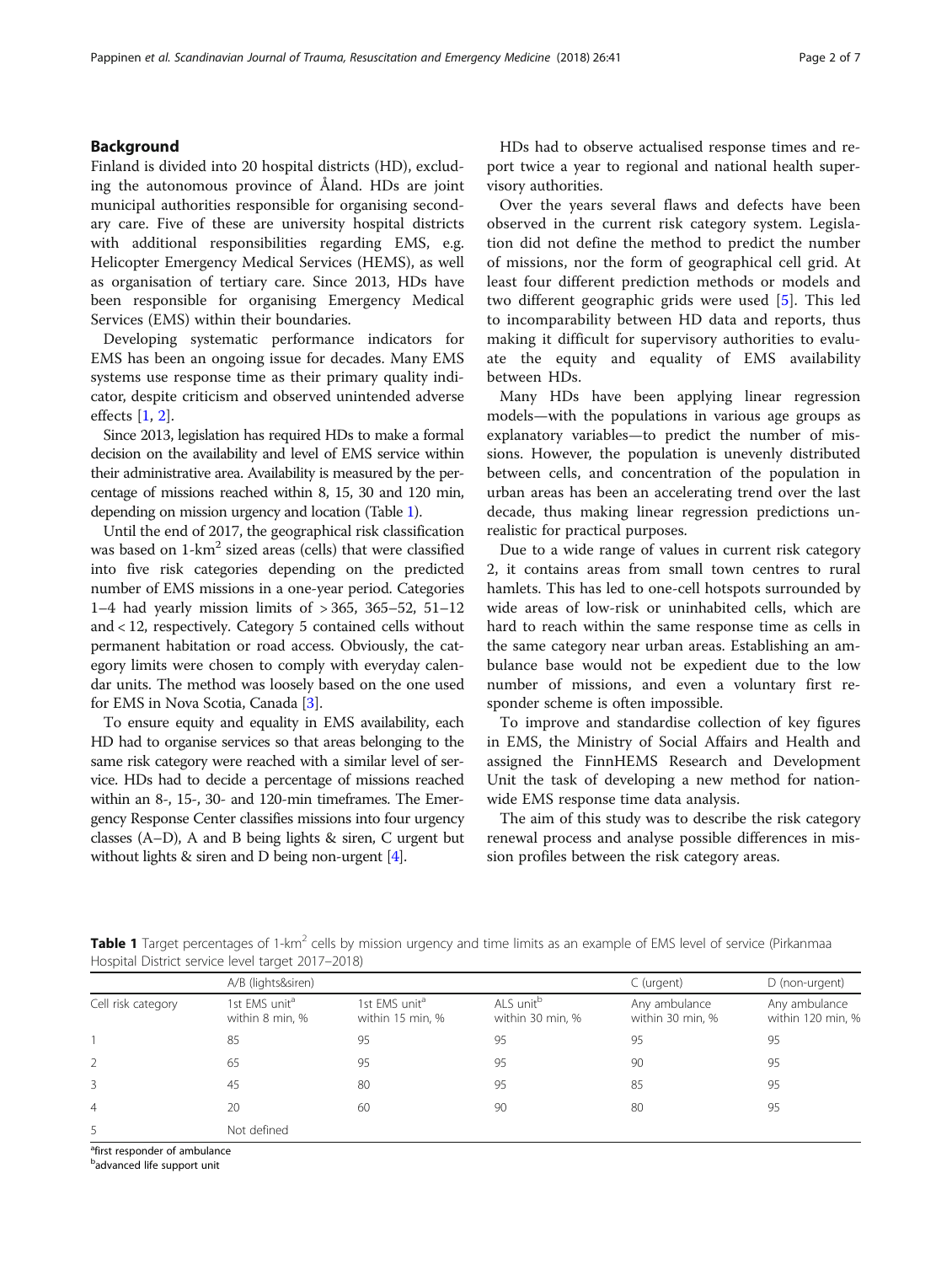## Background

Finland is divided into 20 hospital districts (HD), excluding the autonomous province of Åland. HDs are joint municipal authorities responsible for organising secondary care. Five of these are university hospital districts with additional responsibilities regarding EMS, e.g. Helicopter Emergency Medical Services (HEMS), as well as organisation of tertiary care. Since 2013, HDs have been responsible for organising Emergency Medical Services (EMS) within their boundaries.

Developing systematic performance indicators for EMS has been an ongoing issue for decades. Many EMS systems use response time as their primary quality indicator, despite criticism and observed unintended adverse effects [1, 2].

Since 2013, legislation has required HDs to make a formal decision on the availability and level of EMS service within their administrative area. Availability is measured by the percentage of missions reached within 8, 15, 30 and 120 min, depending on mission urgency and location (Table 1).

Until the end of 2017, the geographical risk classification was based on 1-km$^2$ sized areas (cells) that were classified into five risk categories depending on the predicted number of EMS missions in a one-year period. Categories 1–4 had yearly mission limits of > 365, 365–52, 51–12 and < 12, respectively. Category 5 contained cells without permanent habitation or road access. Obviously, the category limits were chosen to comply with everyday calendar units. The method was loosely based on the one used for EMS in Nova Scotia, Canada [3].

To ensure equity and equality in EMS availability, each HD had to organise services so that areas belonging to the same risk category were reached with a similar level of service. HDs had to decide a percentage of missions reached within an 8-, 15-, 30- and 120-min timeframes. The Emergency Response Center classifies missions into four urgency classes (A–D), A and B being lights & siren, C urgent but without lights & siren and D being non-urgent [4].

HDs had to observe actualised response times and report twice a year to regional and national health supervisory authorities.

Over the years several flaws and defects have been observed in the current risk category system. Legislation did not define the method to predict the number of missions, nor the form of geographical cell grid. At least four different prediction methods or models and two different geographic grids were used [5]. This led to incomparability between HD data and reports, thus making it difficult for supervisory authorities to evaluate the equity and equality of EMS availability between HDs.

Many HDs have been applying linear regression models—with the populations in various age groups as explanatory variables—to predict the number of missions. However, the population is unevenly distributed between cells, and concentration of the population in urban areas has been an accelerating trend over the last decade, thus making linear regression predictions unrealistic for practical purposes.

Due to a wide range of values in current risk category 2, it contains areas from small town centres to rural hamlets. This has led to one-cell hotspots surrounded by wide areas of low-risk or uninhabited cells, which are hard to reach within the same response time as cells in the same category near urban areas. Establishing an ambulance base would not be expedient due to the low number of missions, and even a voluntary first responder scheme is often impossible.

To improve and standardise collection of key figures in EMS, the Ministry of Social Affairs and Health and assigned the FinnHEMS Research and Development Unit the task of developing a new method for nationwide EMS response time data analysis.

The aim of this study was to describe the risk category renewal process and analyse possible differences in mission profiles between the risk category areas.

**Table 1** Target percentages of 1-km$^2$ cells by mission urgency and time limits as an example of EMS level of service (Pirkanmaa Hospital District service level target 2017–2018)

| | A/B (lights&siren) | | | C (urgent) | D (non-urgent) |
|---|---|---|---|---|---|
| Cell risk category | 1st EMS unit[a] within 8 min, % | 1st EMS unit[a] within 15 min, % | ALS unit[b] within 30 min, % | Any ambulance within 30 min, % | Any ambulance within 120 min, % |
| 1 | 85 | 95 | 95 | 95 | 95 |
| 2 | 65 | 95 | 95 | 90 | 95 |
| 3 | 45 | 80 | 95 | 85 | 95 |
| 4 | 20 | 60 | 90 | 80 | 95 |
| 5 | Not defined | | | | |

[a]first responder of ambulance
[b]advanced life support unit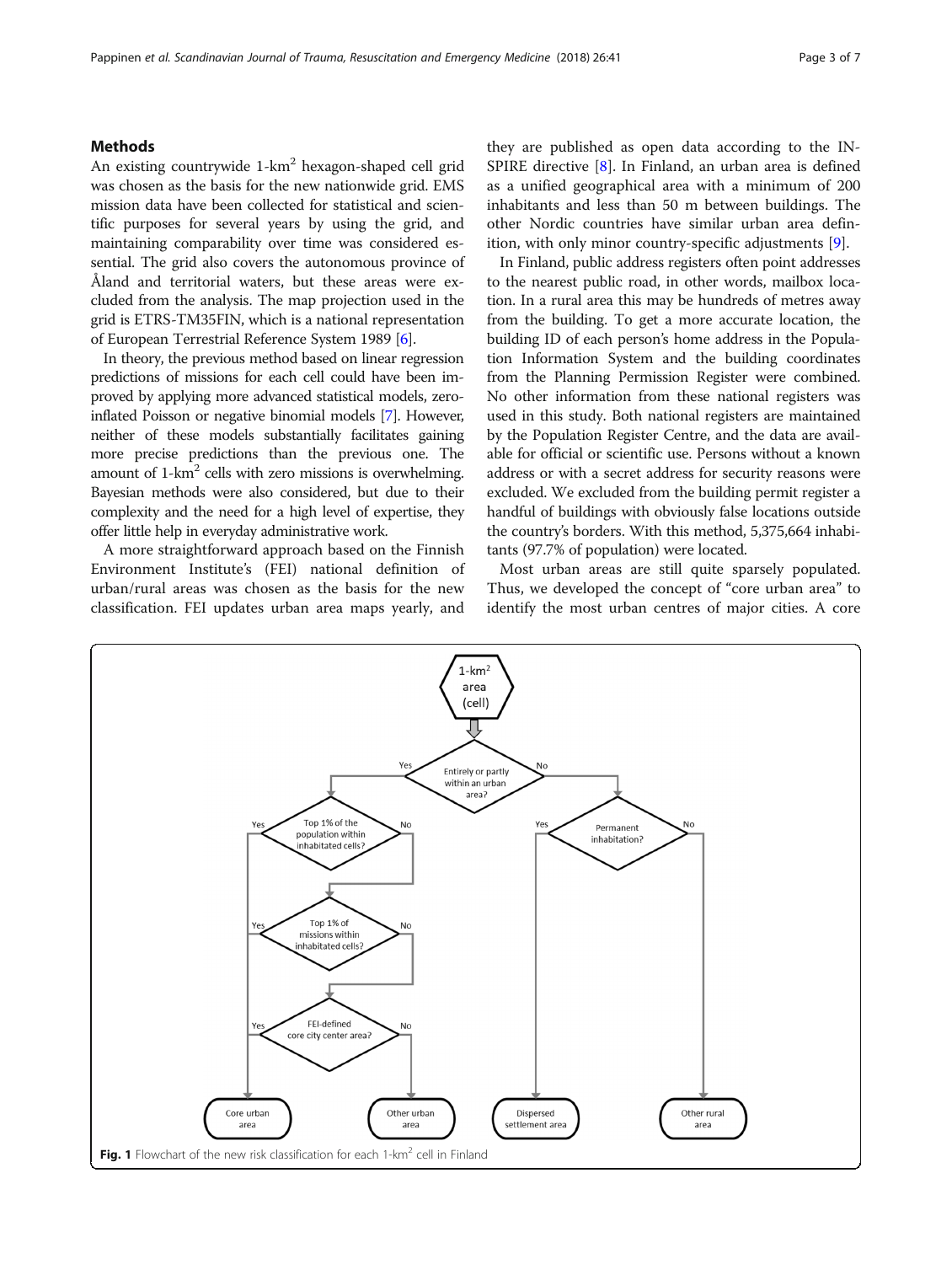## Methods

An existing countrywide 1-km$^2$ hexagon-shaped cell grid was chosen as the basis for the new nationwide grid. EMS mission data have been collected for statistical and scientific purposes for several years by using the grid, and maintaining comparability over time was considered essential. The grid also covers the autonomous province of Åland and territorial waters, but these areas were excluded from the analysis. The map projection used in the grid is ETRS-TM35FIN, which is a national representation of European Terrestrial Reference System 1989 [6].

In theory, the previous method based on linear regression predictions of missions for each cell could have been improved by applying more advanced statistical models, zero-inflated Poisson or negative binomial models [7]. However, neither of these models substantially facilitates gaining more precise predictions than the previous one. The amount of 1-km$^2$ cells with zero missions is overwhelming. Bayesian methods were also considered, but due to their complexity and the need for a high level of expertise, they offer little help in everyday administrative work.

A more straightforward approach based on the Finnish Environment Institute's (FEI) national definition of urban/rural areas was chosen as the basis for the new classification. FEI updates urban area maps yearly, and they are published as open data according to the INSPIRE directive [8]. In Finland, an urban area is defined as a unified geographical area with a minimum of 200 inhabitants and less than 50 m between buildings. The other Nordic countries have similar urban area definition, with only minor country-specific adjustments [9].

In Finland, public address registers often point addresses to the nearest public road, in other words, mailbox location. In a rural area this may be hundreds of metres away from the building. To get a more accurate location, the building ID of each person's home address in the Population Information System and the building coordinates from the Planning Permission Register were combined. No other information from these national registers was used in this study. Both national registers are maintained by the Population Register Centre, and the data are available for official or scientific use. Persons without a known address or with a secret address for security reasons were excluded. We excluded from the building permit register a handful of buildings with obviously false locations outside the country's borders. With this method, 5,375,664 inhabitants (97.7% of population) were located.

Most urban areas are still quite sparsely populated. Thus, we developed the concept of "core urban area" to identify the most urban centres of major cities. A core

**Fig. 1** Flowchart of the new risk classification for each 1-km$^2$ cell in Finland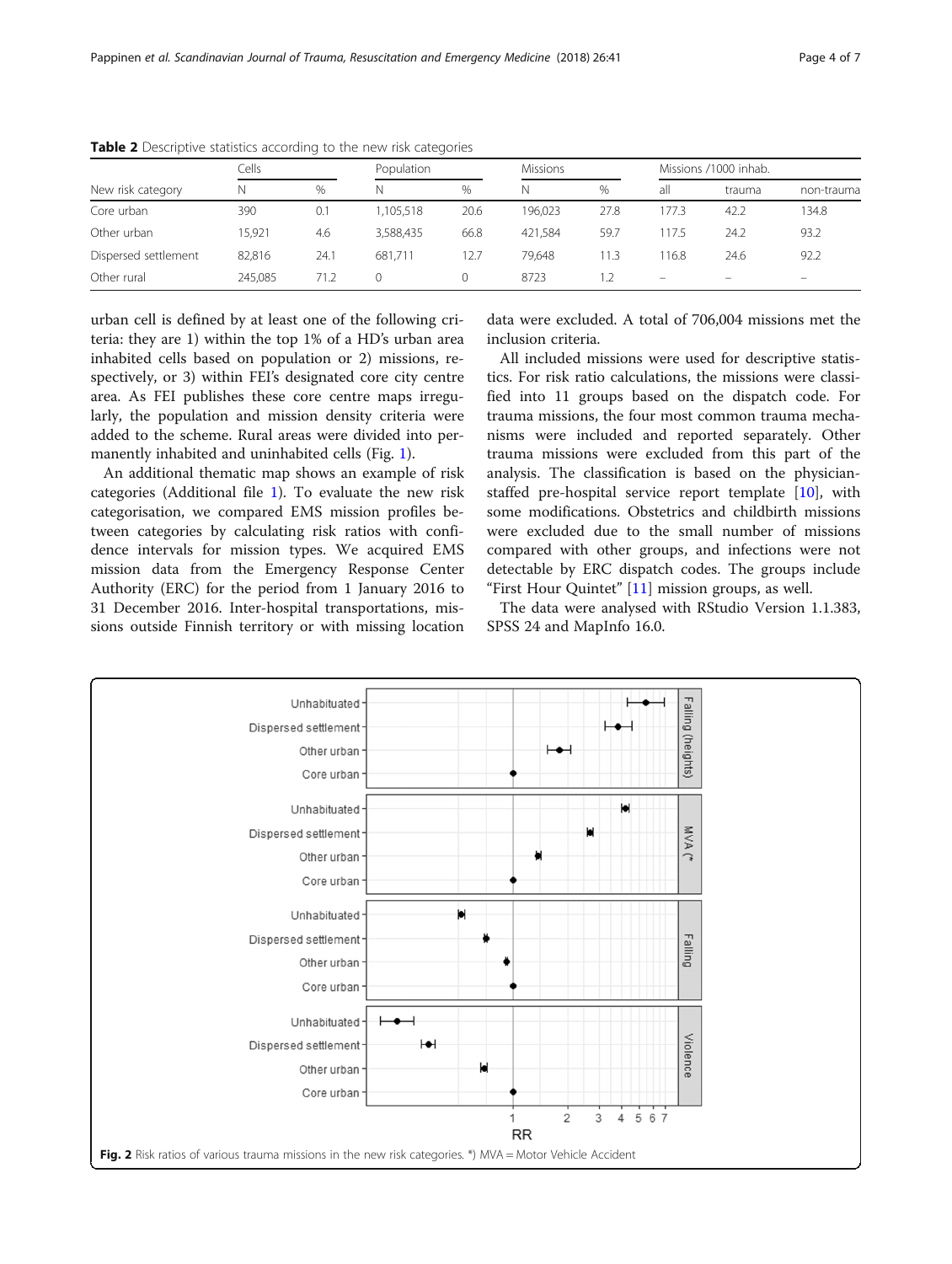**Table 2** Descriptive statistics according to the new risk categories

| New risk category | Cells | | Population | | Missions | | Missions /1000 inhab. | | |
|---|---|---|---|---|---|---|---|---|---|
| | N | % | N | % | N | % | all | trauma | non-trauma |
| Core urban | 390 | 0.1 | 1,105,518 | 20.6 | 196,023 | 27.8 | 177.3 | 42.2 | 134.8 |
| Other urban | 15,921 | 4.6 | 3,588,435 | 66.8 | 421,584 | 59.7 | 117.5 | 24.2 | 93.2 |
| Dispersed settlement | 82,816 | 24.1 | 681,711 | 12.7 | 79,648 | 11.3 | 116.8 | 24.6 | 92.2 |
| Other rural | 245,085 | 71.2 | 0 | 0 | 8723 | 1.2 | – | – | – |

urban cell is defined by at least one of the following criteria: they are 1) within the top 1% of a HD's urban area inhabited cells based on population or 2) missions, respectively, or 3) within FEI's designated core city centre area. As FEI publishes these core centre maps irregularly, the population and mission density criteria were added to the scheme. Rural areas were divided into permanently inhabited and uninhabited cells (Fig. 1).

An additional thematic map shows an example of risk categories (Additional file 1). To evaluate the new risk categorisation, we compared EMS mission profiles between categories by calculating risk ratios with confidence intervals for mission types. We acquired EMS mission data from the Emergency Response Center Authority (ERC) for the period from 1 January 2016 to 31 December 2016. Inter-hospital transportations, missions outside Finnish territory or with missing location data were excluded. A total of 706,004 missions met the inclusion criteria.

All included missions were used for descriptive statistics. For risk ratio calculations, the missions were classified into 11 groups based on the dispatch code. For trauma missions, the four most common trauma mechanisms were included and reported separately. Other trauma missions were excluded from this part of the analysis. The classification is based on the physician-staffed pre-hospital service report template [10], with some modifications. Obstetrics and childbirth missions were excluded due to the small number of missions compared with other groups, and infections were not detectable by ERC dispatch codes. The groups include "First Hour Quintet" [11] mission groups, as well.

The data were analysed with RStudio Version 1.1.383, SPSS 24 and MapInfo 16.0.

**Fig. 2** Risk ratios of various trauma missions in the new risk categories. *) MVA = Motor Vehicle Accident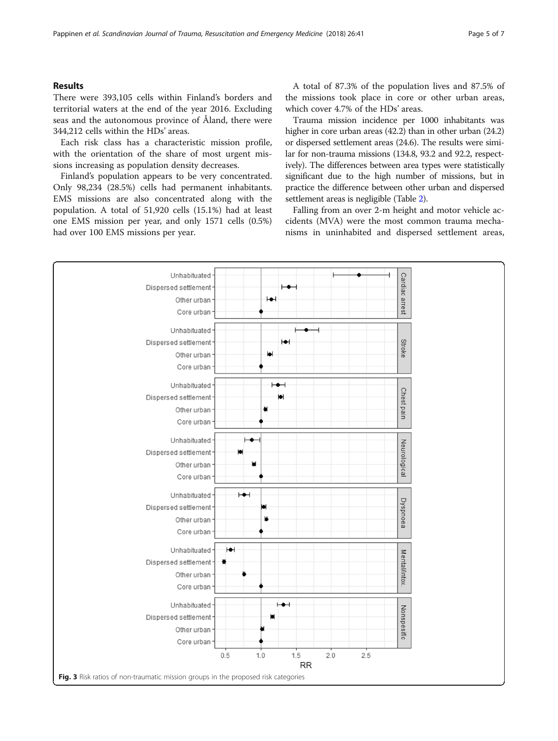## Results

There were 393,105 cells within Finland's borders and territorial waters at the end of the year 2016. Excluding seas and the autonomous province of Åland, there were 344,212 cells within the HDs' areas.

Each risk class has a characteristic mission profile, with the orientation of the share of most urgent missions increasing as population density decreases.

Finland's population appears to be very concentrated. Only 98,234 (28.5%) cells had permanent inhabitants. EMS missions are also concentrated along with the population. A total of 51,920 cells (15.1%) had at least one EMS mission per year, and only 1571 cells (0.5%) had over 100 EMS missions per year.

A total of 87.3% of the population lives and 87.5% of the missions took place in core or other urban areas, which cover 4.7% of the HDs' areas.

Trauma mission incidence per 1000 inhabitants was higher in core urban areas (42.2) than in other urban (24.2) or dispersed settlement areas (24.6). The results were similar for non-trauma missions (134.8, 93.2 and 92.2, respectively). The differences between area types were statistically significant due to the high number of missions, but in practice the difference between other urban and dispersed settlement areas is negligible (Table 2).

Falling from an over 2-m height and motor vehicle accidents (MVA) were the most common trauma mechanisms in uninhabited and dispersed settlement areas,

**Fig. 3** Risk ratios of non-traumatic mission groups in the proposed risk categories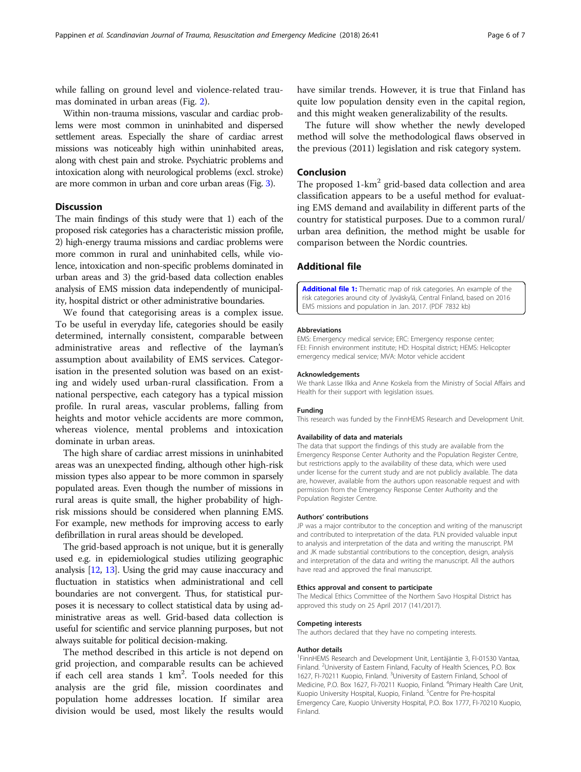while falling on ground level and violence-related traumas dominated in urban areas (Fig. 2).

Within non-trauma missions, vascular and cardiac problems were most common in uninhabited and dispersed settlement areas. Especially the share of cardiac arrest missions was noticeably high within uninhabited areas, along with chest pain and stroke. Psychiatric problems and intoxication along with neurological problems (excl. stroke) are more common in urban and core urban areas (Fig. 3).

## Discussion

The main findings of this study were that 1) each of the proposed risk categories has a characteristic mission profile, 2) high-energy trauma missions and cardiac problems were more common in rural and uninhabited cells, while violence, intoxication and non-specific problems dominated in urban areas and 3) the grid-based data collection enables analysis of EMS mission data independently of municipality, hospital district or other administrative boundaries.

We found that categorising areas is a complex issue. To be useful in everyday life, categories should be easily determined, internally consistent, comparable between administrative areas and reflective of the layman's assumption about availability of EMS services. Categorisation in the presented solution was based on an existing and widely used urban-rural classification. From a national perspective, each category has a typical mission profile. In rural areas, vascular problems, falling from heights and motor vehicle accidents are more common, whereas violence, mental problems and intoxication dominate in urban areas.

The high share of cardiac arrest missions in uninhabited areas was an unexpected finding, although other high-risk mission types also appear to be more common in sparsely populated areas. Even though the number of missions in rural areas is quite small, the higher probability of high-risk missions should be considered when planning EMS. For example, new methods for improving access to early defibrillation in rural areas should be developed.

The grid-based approach is not unique, but it is generally used e.g. in epidemiological studies utilizing geographic analysis [12, 13]. Using the grid may cause inaccuracy and fluctuation in statistics when administrational and cell boundaries are not convergent. Thus, for statistical purposes it is necessary to collect statistical data by using administrative areas as well. Grid-based data collection is useful for scientific and service planning purposes, but not always suitable for political decision-making.

The method described in this article is not depend on grid projection, and comparable results can be achieved if each cell area stands 1 $km^2$. Tools needed for this analysis are the grid file, mission coordinates and population home addresses location. If similar area division would be used, most likely the results would have similar trends. However, it is true that Finland has quite low population density even in the capital region, and this might weaken generalizability of the results.

The future will show whether the newly developed method will solve the methodological flaws observed in the previous (2011) legislation and risk category system.

## Conclusion

The proposed 1-$km^2$ grid-based data collection and area classification appears to be a useful method for evaluating EMS demand and availability in different parts of the country for statistical purposes. Due to a common rural/urban area definition, the method might be usable for comparison between the Nordic countries.

## Additional file

**Additional file 1:** Thematic map of risk categories. An example of the risk categories around city of Jyväskylä, Central Finland, based on 2016 EMS missions and population in Jan. 2017. (PDF 7832 kb)

#### Abbreviations

EMS: Emergency medical service; ERC: Emergency response center; FEI: Finnish environment institute; HD: Hospital district; HEMS: Helicopter emergency medical service; MVA: Motor vehicle accident

#### Acknowledgements

We thank Lasse Ilkka and Anne Koskela from the Ministry of Social Affairs and Health for their support with legislation issues.

#### Funding

This research was funded by the FinnHEMS Research and Development Unit.

#### Availability of data and materials

The data that support the findings of this study are available from the Emergency Response Center Authority and the Population Register Centre, but restrictions apply to the availability of these data, which were used under license for the current study and are not publicly available. The data are, however, available from the authors upon reasonable request and with permission from the Emergency Response Center Authority and the Population Register Centre.

#### Authors' contributions

JP was a major contributor to the conception and writing of the manuscript and contributed to interpretation of the data. PLN provided valuable input to analysis and interpretation of the data and writing the manuscript. PM and JK made substantial contributions to the conception, design, analysis and interpretation of the data and writing the manuscript. All the authors have read and approved the final manuscript.

#### Ethics approval and consent to participate

The Medical Ethics Committee of the Northern Savo Hospital District has approved this study on 25 April 2017 (141/2017).

#### Competing interests

The authors declared that they have no competing interests.

#### Author details

[1]FinnHEMS Research and Development Unit, Lentäjäntie 3, FI-01530 Vantaa, Finland. [2]University of Eastern Finland, Faculty of Health Sciences, P.O. Box 1627, FI-70211 Kuopio, Finland. [3]University of Eastern Finland, School of Medicine, P.O. Box 1627, FI-70211 Kuopio, Finland. [4]Primary Health Care Unit, Kuopio University Hospital, Kuopio, Finland. [5]Centre for Pre-hospital Emergency Care, Kuopio University Hospital, P.O. Box 1777, FI-70210 Kuopio, Finland.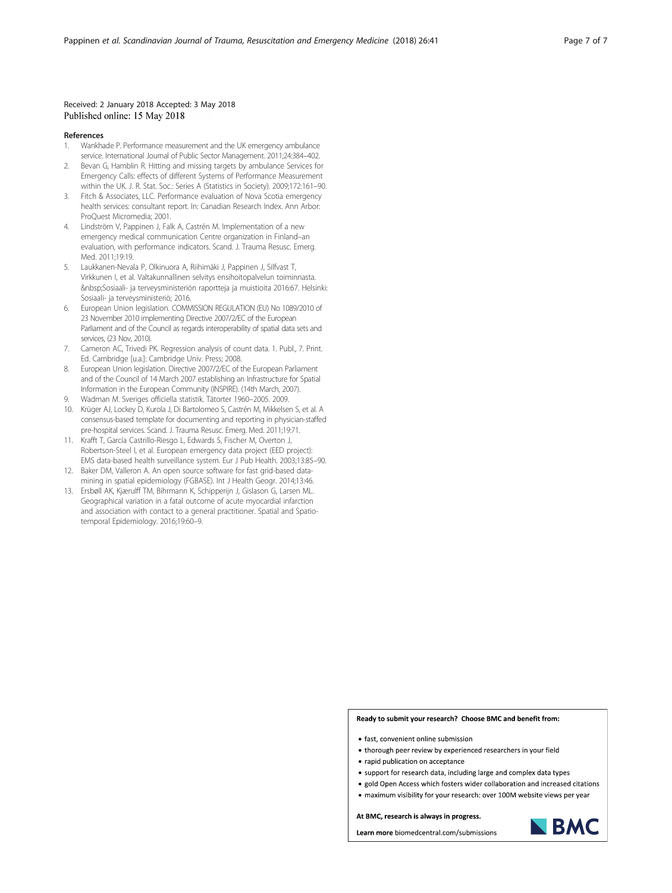Received: 2 January 2018 Accepted: 3 May 2018
Published online: 15 May 2018

#### References

1. Wankhade P. Performance measurement and the UK emergency ambulance service. International Journal of Public Sector Management. 2011;24:384–402.
2. Bevan G, Hamblin R. Hitting and missing targets by ambulance Services for Emergency Calls: effects of different Systems of Performance Measurement within the UK. J. R. Stat. Soc.: Series A (Statistics in Society). 2009;172:161–90.
3. Fitch & Associates, LLC. Performance evaluation of Nova Scotia emergency health services: consultant report. In: Canadian Research Index. Ann Arbor: ProQuest Micromedia; 2001.
4. Lindström V, Pappinen J, Falk A, Castrén M. Implementation of a new emergency medical communication Centre organization in Finland–an evaluation, with performance indicators. Scand. J. Trauma Resusc. Emerg. Med. 2011;19:19.
5. Laukkanen-Nevala P, Olkinuora A, Riihimäki J, Pappinen J, Silfvast T, Virkkunen I, et al. Valtakunnallinen selvitys ensihoitopalvelun toiminnasta. &nbsp;Sosiaali- ja terveysministeriön raportteja ja muistioita 2016:67. Helsinki: Sosiaali- ja terveysministeriö; 2016.
6. European Union legislation. COMMISSION REGULATION (EU) No 1089/2010 of 23 November 2010 implementing Directive 2007/2/EC of the European Parliament and of the Council as regards interoperability of spatial data sets and services, (23 Nov, 2010).
7. Cameron AC, Trivedi PK. Regression analysis of count data. 1. Publ., 7. Print. Ed. Cambridge [u.a.]: Cambridge Univ. Press; 2008.
8. European Union legislation. Directive 2007/2/EC of the European Parliament and of the Council of 14 March 2007 establishing an Infrastructure for Spatial Information in the European Community (INSPIRE). (14th March, 2007).
9. Wadman M. Sveriges officiella statistik. Tätorter 1960–2005. 2009.
10. Krüger AJ, Lockey D, Kurola J, Di Bartolomeo S, Castrén M, Mikkelsen S, et al. A consensus-based template for documenting and reporting in physician-staffed pre-hospital services. Scand. J. Trauma Resusc. Emerg. Med. 2011;19:71.
11. Krafft T, García Castrillo-Riesgo L, Edwards S, Fischer M, Overton J, Robertson-Steel I, et al. European emergency data project (EED project): EMS data-based health surveillance system. Eur J Pub Health. 2003;13:85–90.
12. Baker DM, Valleron A. An open source software for fast grid-based data-mining in spatial epidemiology (FGBASE). Int J Health Geogr. 2014;13:46.
13. Ersbøll AK, Kjærulff TM, Bihrmann K, Schipperijn J, Gislason G, Larsen ML. Geographical variation in a fatal outcome of acute myocardial infarction and association with contact to a general practitioner. Spatial and Spatio-temporal Epidemiology. 2016;19:60–9.